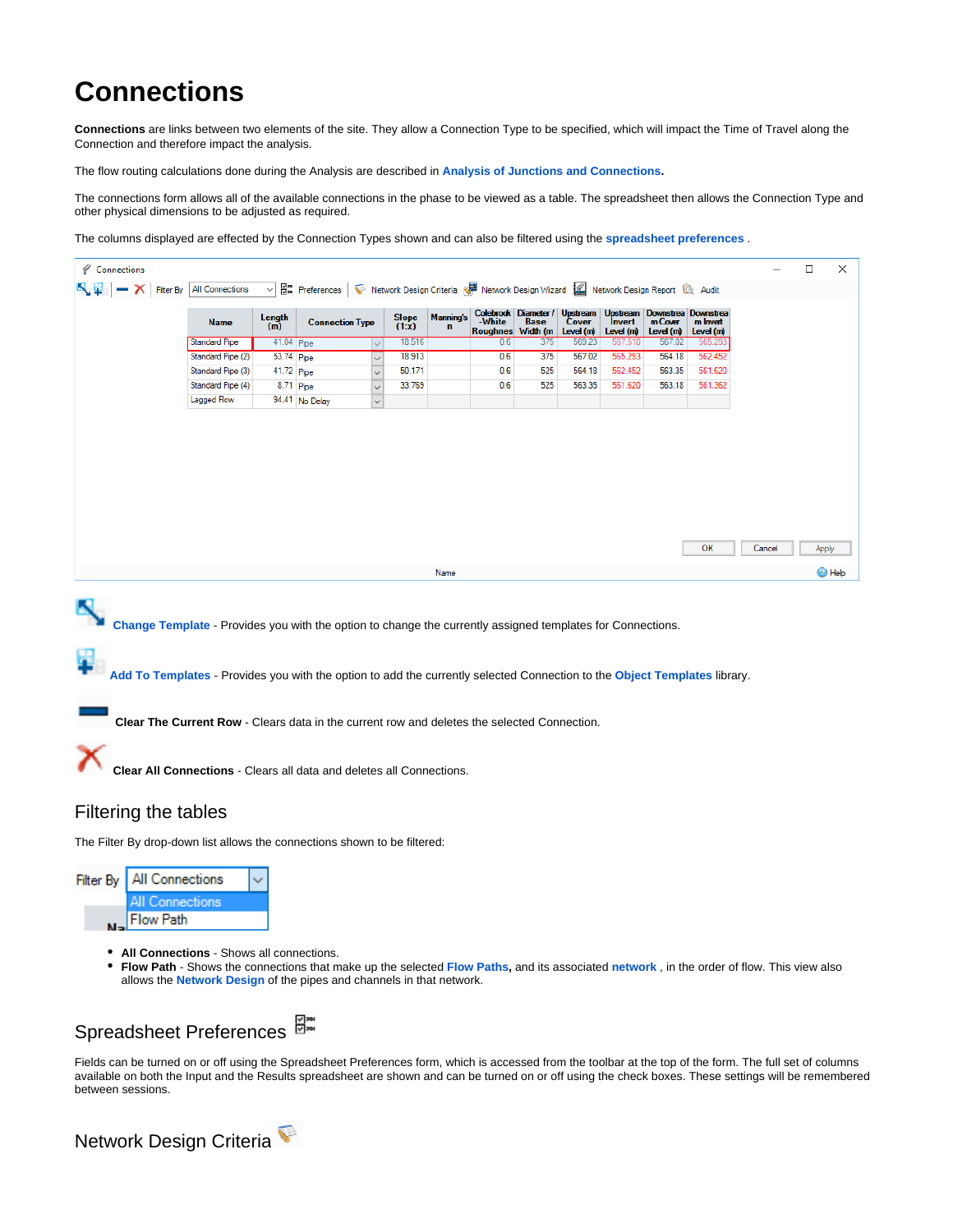# Connections

**Connections** are links between two elements of the site. They allow a Connection Type to be specified, which will impact the Time of Travel along the Connection and therefore impact the analysis.

The flow routing calculations done during the Analysis are described in **Analysis of Junctions and Connections.**

The connections form allows all of the available connections in the phase to be viewed as a table. The spreadsheet then allows the Connection Type and other physical dimensions to be adjusted as required.

The columns displayed are effected by the Connection Types shown and can also be filtered using the **spreadsheet preferences** .

**Change Template** - Provides you with the option to change the currently assigned templates for Connections.

**Add To Templates** - Provides you with the option to add the currently selected Connection to the **Object Templates** library.

**Clear The Current Row** - Clears data in the current row and deletes the selected Connection.

**Clear All Connections** - Clears all data and deletes all Connections.

## Filtering the tables

The Filter By drop-down list allows the connections shown to be filtered:

- **All Connections** - Shows all connections.
- **Flow Path** - Shows the connections that make up the selected **Flow Paths**, and its associated **network** , in the order of flow. This view also allows the **Network Design** of the pipes and channels in that network.

## Spreadsheet Preferences

Fields can be turned on or off using the Spreadsheet Preferences form, which is accessed from the toolbar at the top of the form. The full set of columns available on both the Input and the Results spreadsheet are shown and can be turned on or off using the check boxes. These settings will be remembered between sessions.

## Network Design Criteria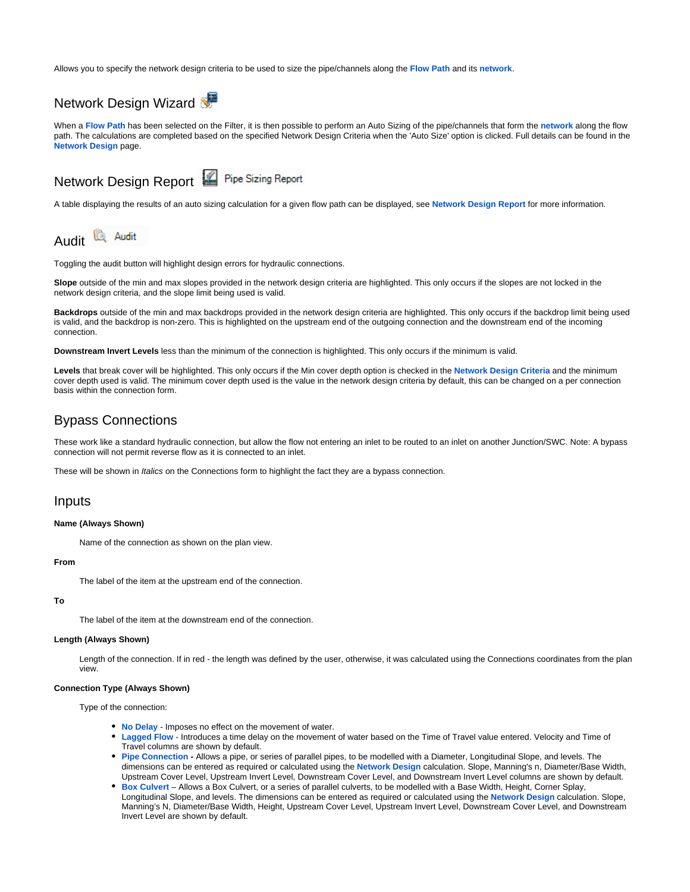Allows you to specify the network design criteria to be used to size the pipe/channels along the **Flow Path** and its **network**.

## Network Design Wizard

When a **Flow Path** has been selected on the Filter, it is then possible to perform an Auto Sizing of the pipe/channels that form the **network** along the flow path. The calculations are completed based on the specified Network Design Criteria when the 'Auto Size' option is clicked. Full details can be found in the **Network Design** page.

## Network Design Report

Pipe Sizing Report

A table displaying the results of an auto sizing calculation for a given flow path can be displayed, see **Network Design Report** for more information.

## Audit

Audit

Toggling the audit button will highlight design errors for hydraulic connections.

**Slope** outside of the min and max slopes provided in the network design criteria are highlighted. This only occurs if the slopes are not locked in the network design criteria, and the slope limit being used is valid.

**Backdrops** outside of the min and max backdrops provided in the network design criteria are highlighted. This only occurs if the backdrop limit being used is valid, and the backdrop is non-zero. This is highlighted on the upstream end of the outgoing connection and the downstream end of the incoming connection.

**Downstream Invert Levels** less than the minimum of the connection is highlighted. This only occurs if the minimum is valid.

**Levels** that break cover will be highlighted. This only occurs if the Min cover depth option is checked in the **Network Design Criteria** and the minimum cover depth used is valid. The minimum cover depth used is the value in the network design criteria by default, this can be changed on a per connection basis within the connection form.

## Bypass Connections

These work like a standard hydraulic connection, but allow the flow not entering an inlet to be routed to an inlet on another Junction/SWC. Note: A bypass connection will not permit reverse flow as it is connected to an inlet.

These will be shown in *Italics* on the Connections form to highlight the fact they are a bypass connection.

## Inputs

**Name (Always Shown)**

Name of the connection as shown on the plan view.

**From**

The label of the item at the upstream end of the connection.

**To**

The label of the item at the downstream end of the connection.

**Length (Always Shown)**

Length of the connection. If in red - the length was defined by the user, otherwise, it was calculated using the Connections coordinates from the plan view.

**Connection Type (Always Shown)**

Type of the connection:

- **No Delay** - Imposes no effect on the movement of water.
- **Lagged Flow** - Introduces a time delay on the movement of water based on the Time of Travel value entered. Velocity and Time of Travel columns are shown by default.
- **Pipe Connection -** Allows a pipe, or series of parallel pipes, to be modelled with a Diameter, Longitudinal Slope, and levels. The dimensions can be entered as required or calculated using the **Network Design** calculation. Slope, Manning's n, Diameter/Base Width, Upstream Cover Level, Upstream Invert Level, Downstream Cover Level, and Downstream Invert Level columns are shown by default.
- **Box Culvert** – Allows a Box Culvert, or a series of parallel culverts, to be modelled with a Base Width, Height, Corner Splay, Longitudinal Slope, and levels. The dimensions can be entered as required or calculated using the **Network Design** calculation. Slope, Manning's N, Diameter/Base Width, Height, Upstream Cover Level, Upstream Invert Level, Downstream Cover Level, and Downstream Invert Level are shown by default.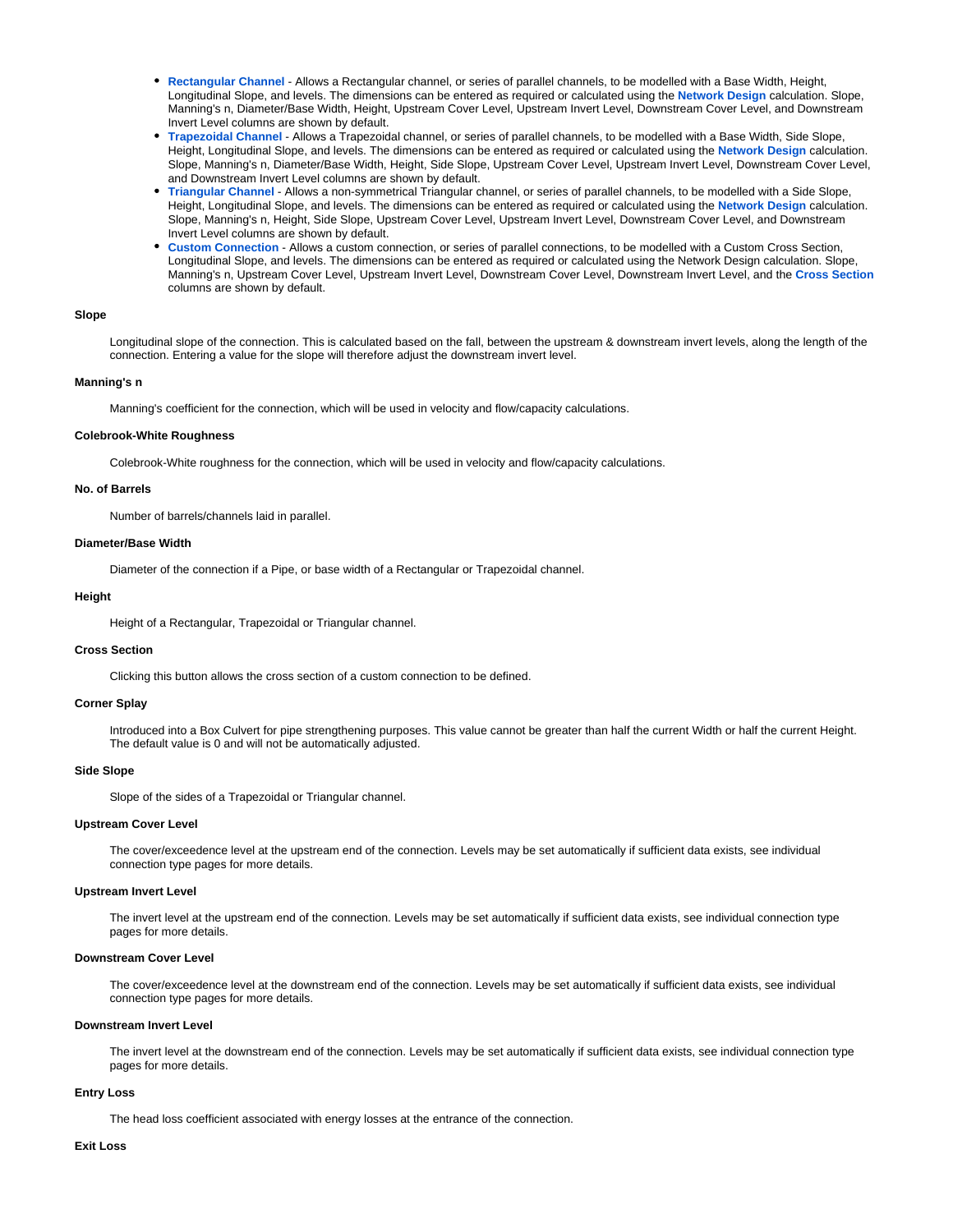- **Rectangular Channel** - Allows a Rectangular channel, or series of parallel channels, to be modelled with a Base Width, Height, Longitudinal Slope, and levels. The dimensions can be entered as required or calculated using the **Network Design** calculation. Slope, Manning's n, Diameter/Base Width, Height, Upstream Cover Level, Upstream Invert Level, Downstream Cover Level, and Downstream Invert Level columns are shown by default.
- **Trapezoidal Channel** - Allows a Trapezoidal channel, or series of parallel channels, to be modelled with a Base Width, Side Slope, Height, Longitudinal Slope, and levels. The dimensions can be entered as required or calculated using the **Network Design** calculation. Slope, Manning's n, Diameter/Base Width, Height, Side Slope, Upstream Cover Level, Upstream Invert Level, Downstream Cover Level, and Downstream Invert Level columns are shown by default.
- **Triangular Channel** - Allows a non-symmetrical Triangular channel, or series of parallel channels, to be modelled with a Side Slope, Height, Longitudinal Slope, and levels. The dimensions can be entered as required or calculated using the **Network Design** calculation. Slope, Manning's n, Height, Side Slope, Upstream Cover Level, Upstream Invert Level, Downstream Cover Level, and Downstream Invert Level columns are shown by default.
- **Custom Connection** - Allows a custom connection, or series of parallel connections, to be modelled with a Custom Cross Section, Longitudinal Slope, and levels. The dimensions can be entered as required or calculated using the Network Design calculation. Slope, Manning's n, Upstream Cover Level, Upstream Invert Level, Downstream Cover Level, Downstream Invert Level, and the **Cross Section** columns are shown by default.

#### Slope

Longitudinal slope of the connection. This is calculated based on the fall, between the upstream & downstream invert levels, along the length of the connection. Entering a value for the slope will therefore adjust the downstream invert level.

#### Manning's n

Manning's coefficient for the connection, which will be used in velocity and flow/capacity calculations.

#### Colebrook-White Roughness

Colebrook-White roughness for the connection, which will be used in velocity and flow/capacity calculations.

#### No. of Barrels

Number of barrels/channels laid in parallel.

#### Diameter/Base Width

Diameter of the connection if a Pipe, or base width of a Rectangular or Trapezoidal channel.

#### Height

Height of a Rectangular, Trapezoidal or Triangular channel.

#### Cross Section

Clicking this button allows the cross section of a custom connection to be defined.

#### Corner Splay

Introduced into a Box Culvert for pipe strengthening purposes. This value cannot be greater than half the current Width or half the current Height. The default value is 0 and will not be automatically adjusted.

#### Side Slope

Slope of the sides of a Trapezoidal or Triangular channel.

#### Upstream Cover Level

The cover/exceedence level at the upstream end of the connection. Levels may be set automatically if sufficient data exists, see individual connection type pages for more details.

#### Upstream Invert Level

The invert level at the upstream end of the connection. Levels may be set automatically if sufficient data exists, see individual connection type pages for more details.

#### Downstream Cover Level

The cover/exceedence level at the downstream end of the connection. Levels may be set automatically if sufficient data exists, see individual connection type pages for more details.

#### Downstream Invert Level

The invert level at the downstream end of the connection. Levels may be set automatically if sufficient data exists, see individual connection type pages for more details.

#### Entry Loss

The head loss coefficient associated with energy losses at the entrance of the connection.

#### Exit Loss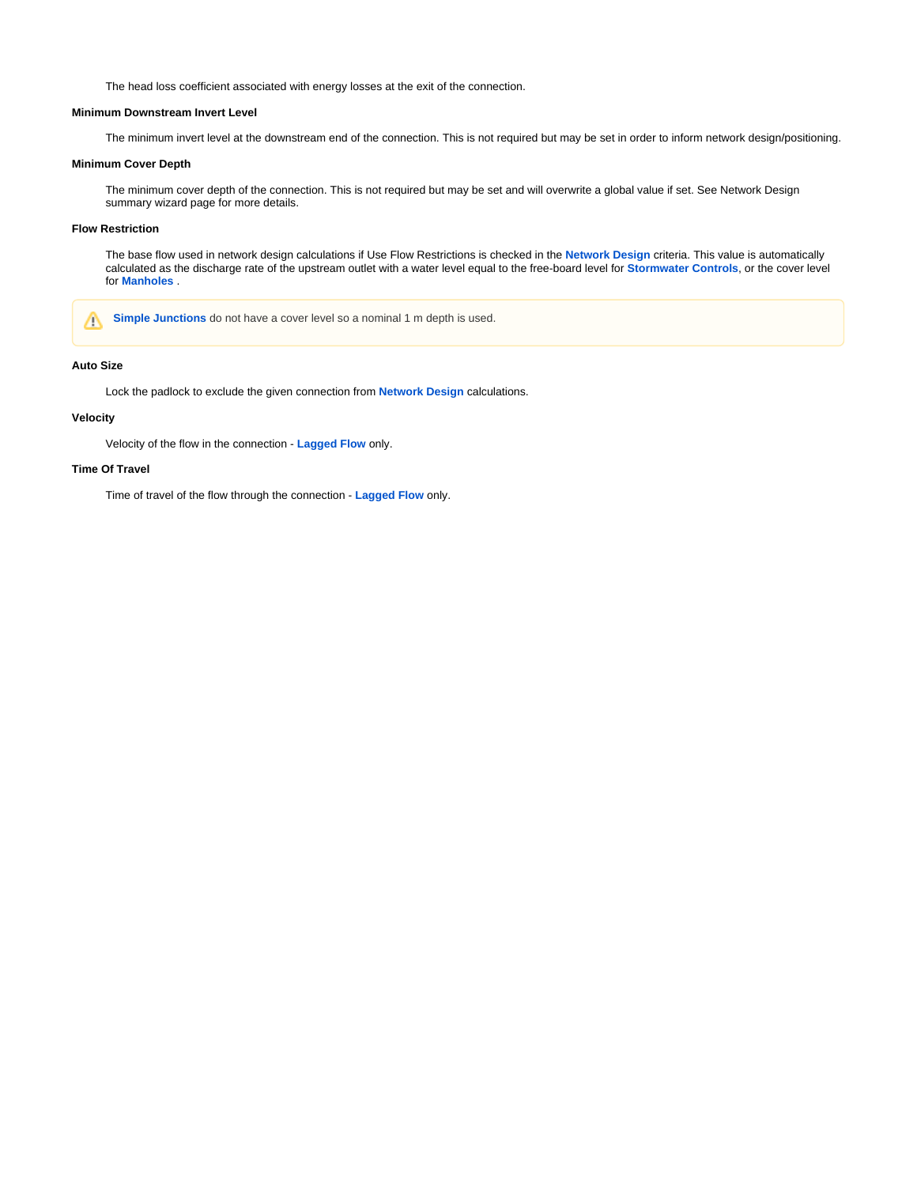The head loss coefficient associated with energy losses at the exit of the connection.

**Minimum Downstream Invert Level**

The minimum invert level at the downstream end of the connection. This is not required but may be set in order to inform network design/positioning.

**Minimum Cover Depth**

The minimum cover depth of the connection. This is not required but may be set and will overwrite a global value if set. See Network Design summary wizard page for more details.

**Flow Restriction**

The base flow used in network design calculations if Use Flow Restrictions is checked in the **Network Design** criteria. This value is automatically calculated as the discharge rate of the upstream outlet with a water level equal to the free-board level for **Stormwater Controls**, or the cover level for **Manholes** .

> ⚠ **Simple Junctions** do not have a cover level so a nominal 1 m depth is used.

**Auto Size**

Lock the padlock to exclude the given connection from **Network Design** calculations.

**Velocity**

Velocity of the flow in the connection - **Lagged Flow** only.

**Time Of Travel**

Time of travel of the flow through the connection - **Lagged Flow** only.